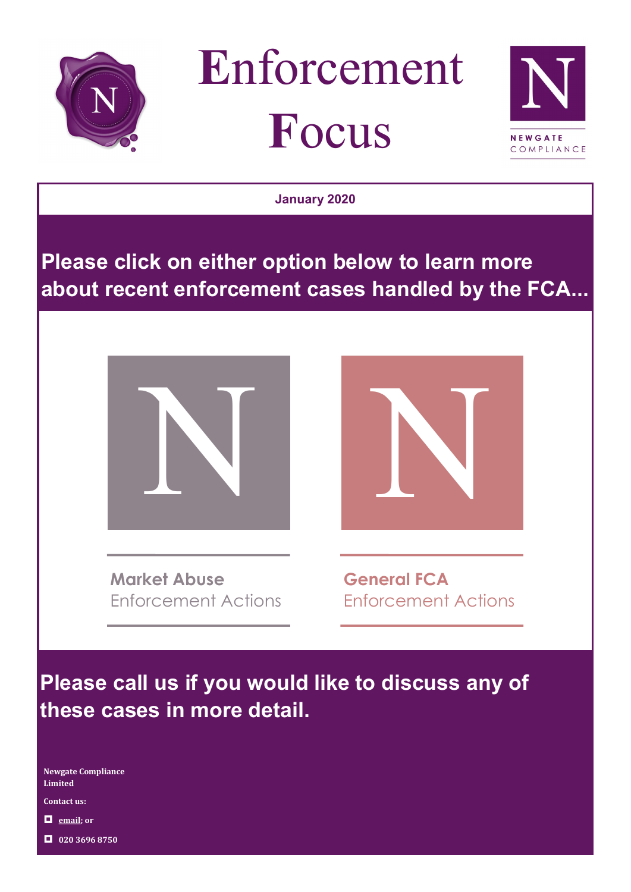# Enforcement Focus

NEWGATE COMPLIANCE

**January 2020**

## Please click on either option below to learn more about recent enforcement cases handled by the FCA...

**Market Abuse**
Enforcement Actions

**General FCA**
Enforcement Actions

## Please call us if you would like to discuss any of these cases in more detail.

**Newgate Compliance Limited**

**Contact us:**

- **email; or**
- **020 3696 8750**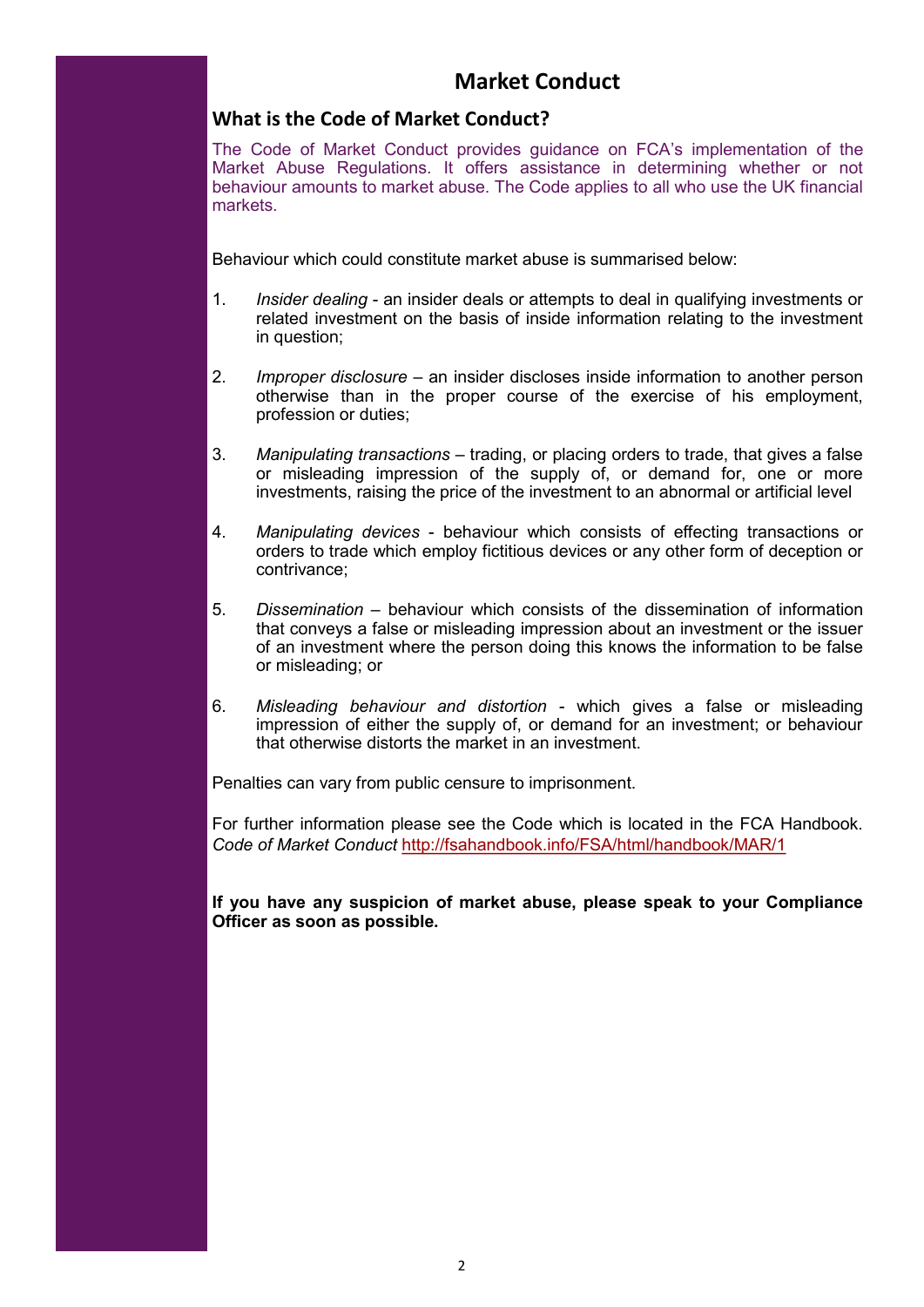# Market Conduct

## What is the Code of Market Conduct?

The Code of Market Conduct provides guidance on FCA's implementation of the Market Abuse Regulations. It offers assistance in determining whether or not behaviour amounts to market abuse. The Code applies to all who use the UK financial markets.

Behaviour which could constitute market abuse is summarised below:

1. *Insider dealing* - an insider deals or attempts to deal in qualifying investments or related investment on the basis of inside information relating to the investment in question;

2. *Improper disclosure* – an insider discloses inside information to another person otherwise than in the proper course of the exercise of his employment, profession or duties;

3. *Manipulating transactions* – trading, or placing orders to trade, that gives a false or misleading impression of the supply of, or demand for, one or more investments, raising the price of the investment to an abnormal or artificial level

4. *Manipulating devices* - behaviour which consists of effecting transactions or orders to trade which employ fictitious devices or any other form of deception or contrivance;

5. *Dissemination* – behaviour which consists of the dissemination of information that conveys a false or misleading impression about an investment or the issuer of an investment where the person doing this knows the information to be false or misleading; or

6. *Misleading behaviour and distortion* - which gives a false or misleading impression of either the supply of, or demand for an investment; or behaviour that otherwise distorts the market in an investment.

Penalties can vary from public censure to imprisonment.

For further information please see the Code which is located in the FCA Handbook. *Code of Market Conduct* http://fsahandbook.info/FSA/html/handbook/MAR/1

**If you have any suspicion of market abuse, please speak to your Compliance Officer as soon as possible.**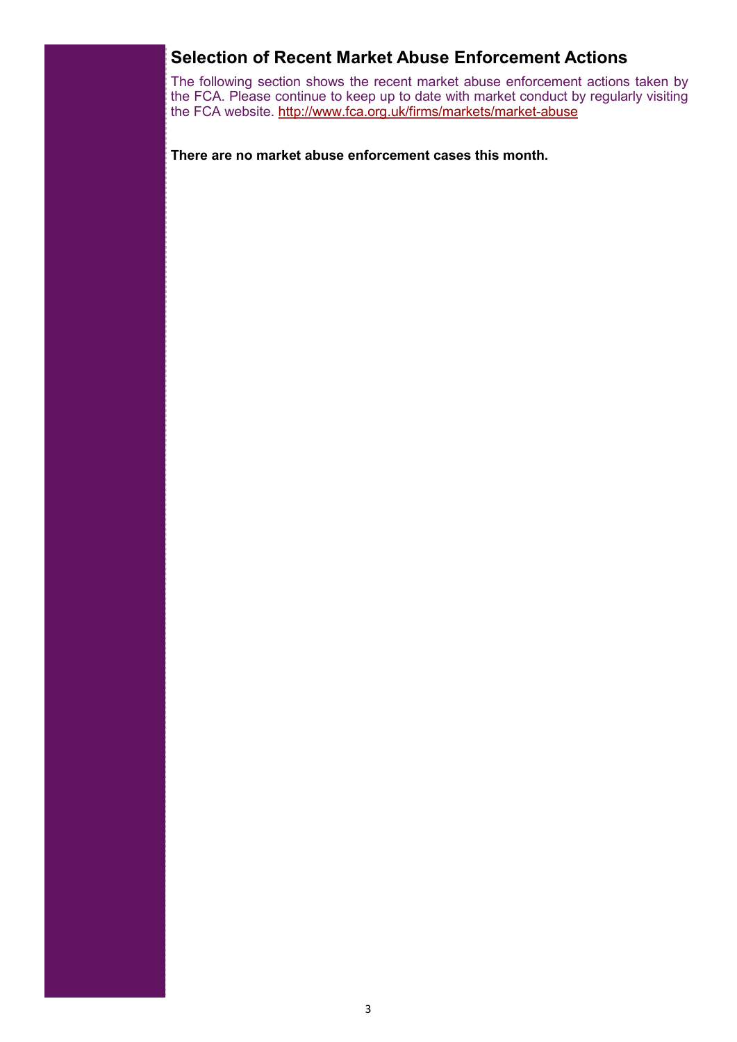## Selection of Recent Market Abuse Enforcement Actions

The following section shows the recent market abuse enforcement actions taken by the FCA. Please continue to keep up to date with market conduct by regularly visiting the FCA website. http://www.fca.org.uk/firms/markets/market-abuse

**There are no market abuse enforcement cases this month.**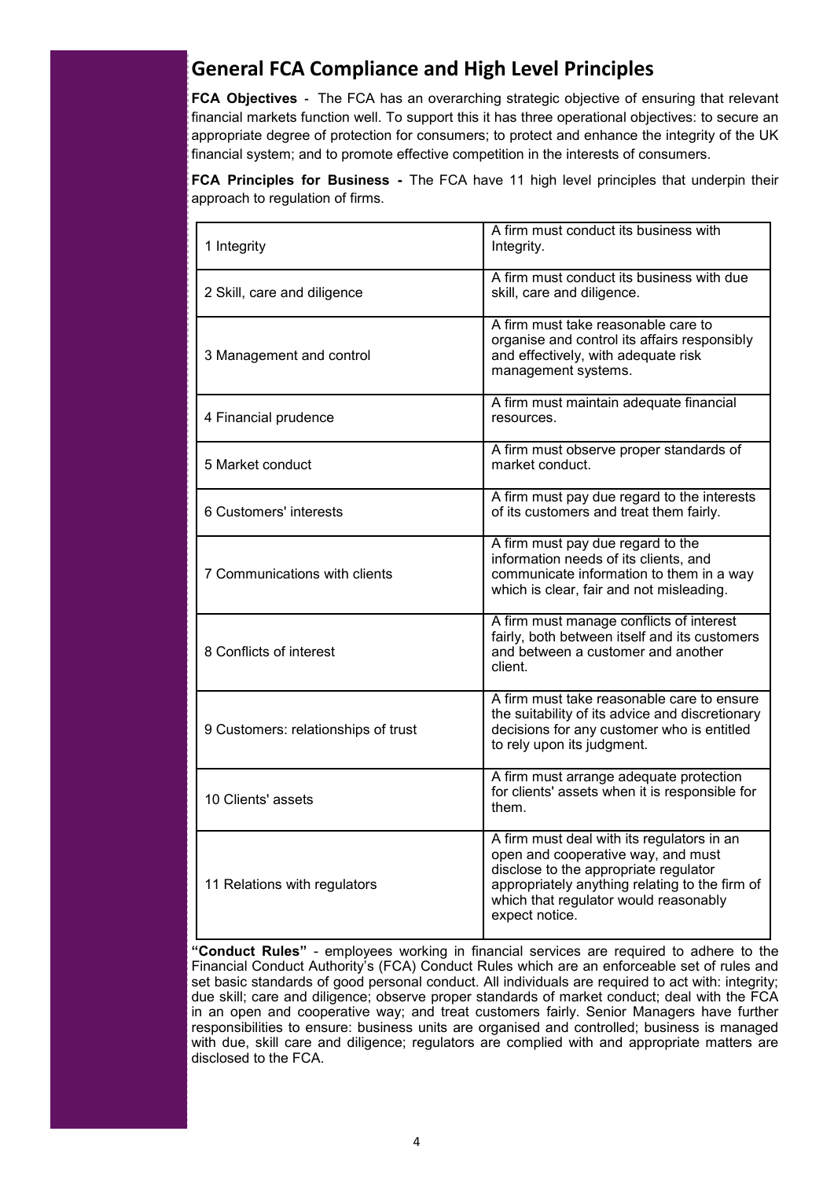## General FCA Compliance and High Level Principles

**FCA Objectives** - The FCA has an overarching strategic objective of ensuring that relevant financial markets function well. To support this it has three operational objectives: to secure an appropriate degree of protection for consumers; to protect and enhance the integrity of the UK financial system; and to promote effective competition in the interests of consumers.

**FCA Principles for Business -** The FCA have 11 high level principles that underpin their approach to regulation of firms.

| Principle | Description |
|---|---|
| 1 Integrity | A firm must conduct its business with Integrity. |
| 2 Skill, care and diligence | A firm must conduct its business with due skill, care and diligence. |
| 3 Management and control | A firm must take reasonable care to organise and control its affairs responsibly and effectively, with adequate risk management systems. |
| 4 Financial prudence | A firm must maintain adequate financial resources. |
| 5 Market conduct | A firm must observe proper standards of market conduct. |
| 6 Customers' interests | A firm must pay due regard to the interests of its customers and treat them fairly. |
| 7 Communications with clients | A firm must pay due regard to the information needs of its clients, and communicate information to them in a way which is clear, fair and not misleading. |
| 8 Conflicts of interest | A firm must manage conflicts of interest fairly, both between itself and its customers and between a customer and another client. |
| 9 Customers: relationships of trust | A firm must take reasonable care to ensure the suitability of its advice and discretionary decisions for any customer who is entitled to rely upon its judgment. |
| 10 Clients' assets | A firm must arrange adequate protection for clients' assets when it is responsible for them. |
| 11 Relations with regulators | A firm must deal with its regulators in an open and cooperative way, and must disclose to the appropriate regulator appropriately anything relating to the firm of which that regulator would reasonably expect notice. |

**"Conduct Rules"** - employees working in financial services are required to adhere to the Financial Conduct Authority's (FCA) Conduct Rules which are an enforceable set of rules and set basic standards of good personal conduct. All individuals are required to act with: integrity; due skill; care and diligence; observe proper standards of market conduct; deal with the FCA in an open and cooperative way; and treat customers fairly. Senior Managers have further responsibilities to ensure: business units are organised and controlled; business is managed with due, skill care and diligence; regulators are complied with and appropriate matters are disclosed to the FCA.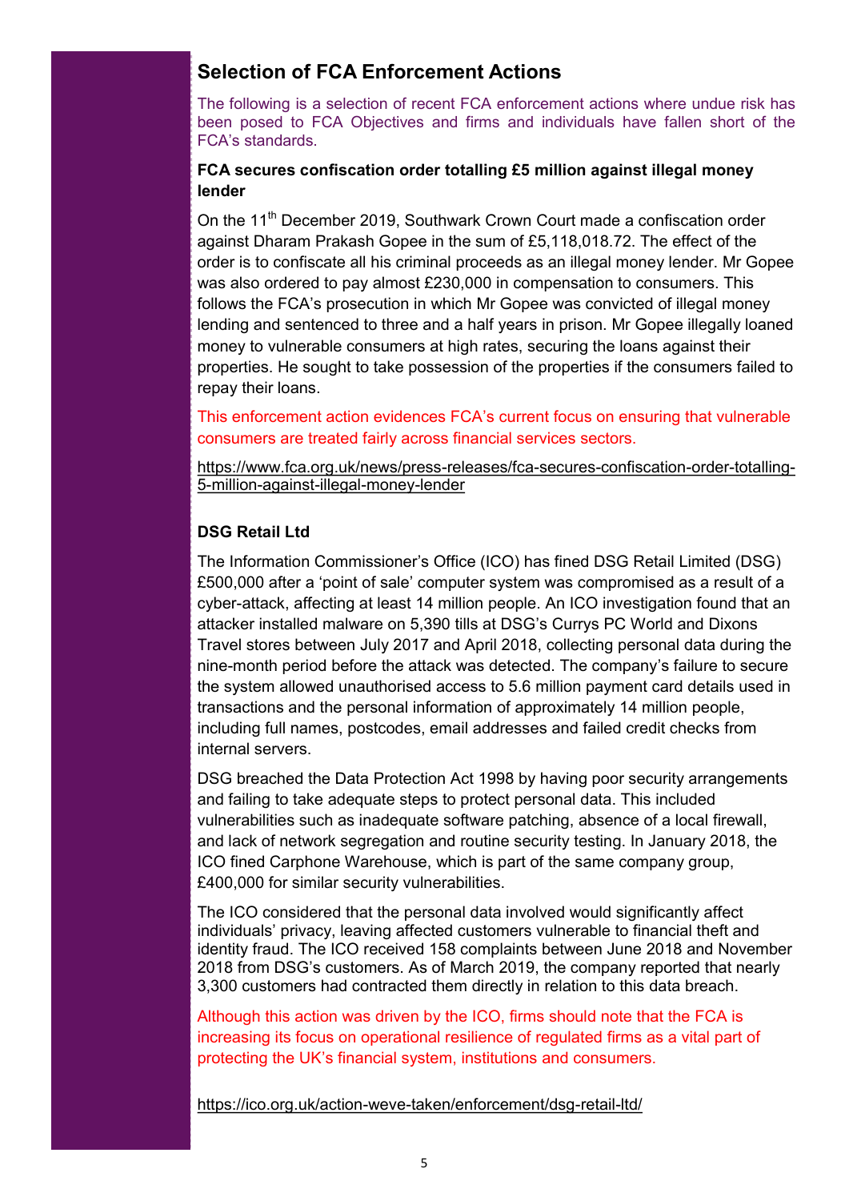## Selection of FCA Enforcement Actions

The following is a selection of recent FCA enforcement actions where undue risk has been posed to FCA Objectives and firms and individuals have fallen short of the FCA's standards.

**FCA secures confiscation order totalling £5 million against illegal money lender**

On the 11th December 2019, Southwark Crown Court made a confiscation order against Dharam Prakash Gopee in the sum of £5,118,018.72. The effect of the order is to confiscate all his criminal proceeds as an illegal money lender. Mr Gopee was also ordered to pay almost £230,000 in compensation to consumers. This follows the FCA's prosecution in which Mr Gopee was convicted of illegal money lending and sentenced to three and a half years in prison. Mr Gopee illegally loaned money to vulnerable consumers at high rates, securing the loans against their properties. He sought to take possession of the properties if the consumers failed to repay their loans.

This enforcement action evidences FCA's current focus on ensuring that vulnerable consumers are treated fairly across financial services sectors.

https://www.fca.org.uk/news/press-releases/fca-secures-confiscation-order-totalling-5-million-against-illegal-money-lender

**DSG Retail Ltd**

The Information Commissioner's Office (ICO) has fined DSG Retail Limited (DSG) £500,000 after a 'point of sale' computer system was compromised as a result of a cyber-attack, affecting at least 14 million people. An ICO investigation found that an attacker installed malware on 5,390 tills at DSG's Currys PC World and Dixons Travel stores between July 2017 and April 2018, collecting personal data during the nine-month period before the attack was detected. The company's failure to secure the system allowed unauthorised access to 5.6 million payment card details used in transactions and the personal information of approximately 14 million people, including full names, postcodes, email addresses and failed credit checks from internal servers.

DSG breached the Data Protection Act 1998 by having poor security arrangements and failing to take adequate steps to protect personal data. This included vulnerabilities such as inadequate software patching, absence of a local firewall, and lack of network segregation and routine security testing. In January 2018, the ICO fined Carphone Warehouse, which is part of the same company group, £400,000 for similar security vulnerabilities.

The ICO considered that the personal data involved would significantly affect individuals' privacy, leaving affected customers vulnerable to financial theft and identity fraud. The ICO received 158 complaints between June 2018 and November 2018 from DSG's customers. As of March 2019, the company reported that nearly 3,300 customers had contracted them directly in relation to this data breach.

Although this action was driven by the ICO, firms should note that the FCA is increasing its focus on operational resilience of regulated firms as a vital part of protecting the UK's financial system, institutions and consumers.

https://ico.org.uk/action-weve-taken/enforcement/dsg-retail-ltd/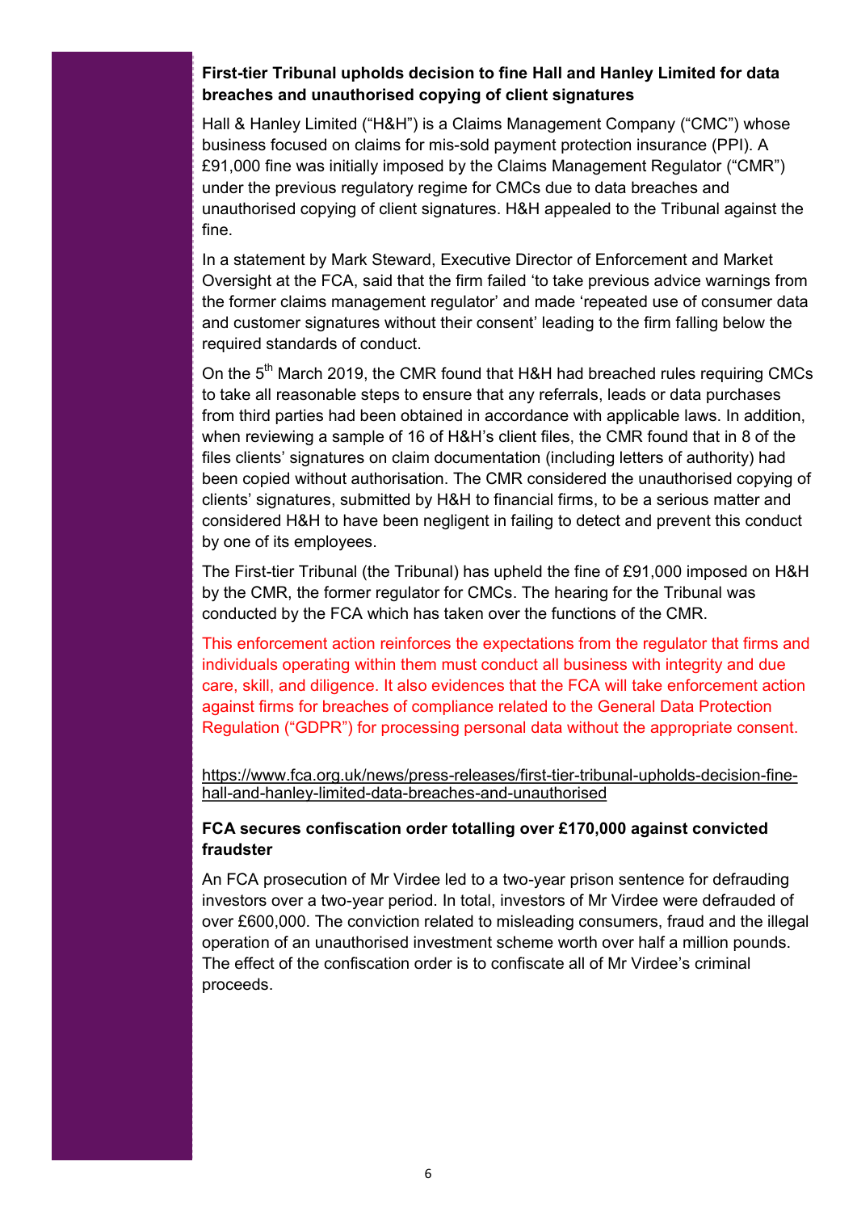**First-tier Tribunal upholds decision to fine Hall and Hanley Limited for data breaches and unauthorised copying of client signatures**

Hall & Hanley Limited ("H&H") is a Claims Management Company ("CMC") whose business focused on claims for mis-sold payment protection insurance (PPI). A £91,000 fine was initially imposed by the Claims Management Regulator ("CMR") under the previous regulatory regime for CMCs due to data breaches and unauthorised copying of client signatures. H&H appealed to the Tribunal against the fine.

In a statement by Mark Steward, Executive Director of Enforcement and Market Oversight at the FCA, said that the firm failed 'to take previous advice warnings from the former claims management regulator' and made 'repeated use of consumer data and customer signatures without their consent' leading to the firm falling below the required standards of conduct.

On the 5th March 2019, the CMR found that H&H had breached rules requiring CMCs to take all reasonable steps to ensure that any referrals, leads or data purchases from third parties had been obtained in accordance with applicable laws. In addition, when reviewing a sample of 16 of H&H's client files, the CMR found that in 8 of the files clients' signatures on claim documentation (including letters of authority) had been copied without authorisation. The CMR considered the unauthorised copying of clients' signatures, submitted by H&H to financial firms, to be a serious matter and considered H&H to have been negligent in failing to detect and prevent this conduct by one of its employees.

The First-tier Tribunal (the Tribunal) has upheld the fine of £91,000 imposed on H&H by the CMR, the former regulator for CMCs. The hearing for the Tribunal was conducted by the FCA which has taken over the functions of the CMR.

This enforcement action reinforces the expectations from the regulator that firms and individuals operating within them must conduct all business with integrity and due care, skill, and diligence. It also evidences that the FCA will take enforcement action against firms for breaches of compliance related to the General Data Protection Regulation ("GDPR") for processing personal data without the appropriate consent.

https://www.fca.org.uk/news/press-releases/first-tier-tribunal-upholds-decision-fine-hall-and-hanley-limited-data-breaches-and-unauthorised

**FCA secures confiscation order totalling over £170,000 against convicted fraudster**

An FCA prosecution of Mr Virdee led to a two-year prison sentence for defrauding investors over a two-year period. In total, investors of Mr Virdee were defrauded of over £600,000. The conviction related to misleading consumers, fraud and the illegal operation of an unauthorised investment scheme worth over half a million pounds. The effect of the confiscation order is to confiscate all of Mr Virdee's criminal proceeds.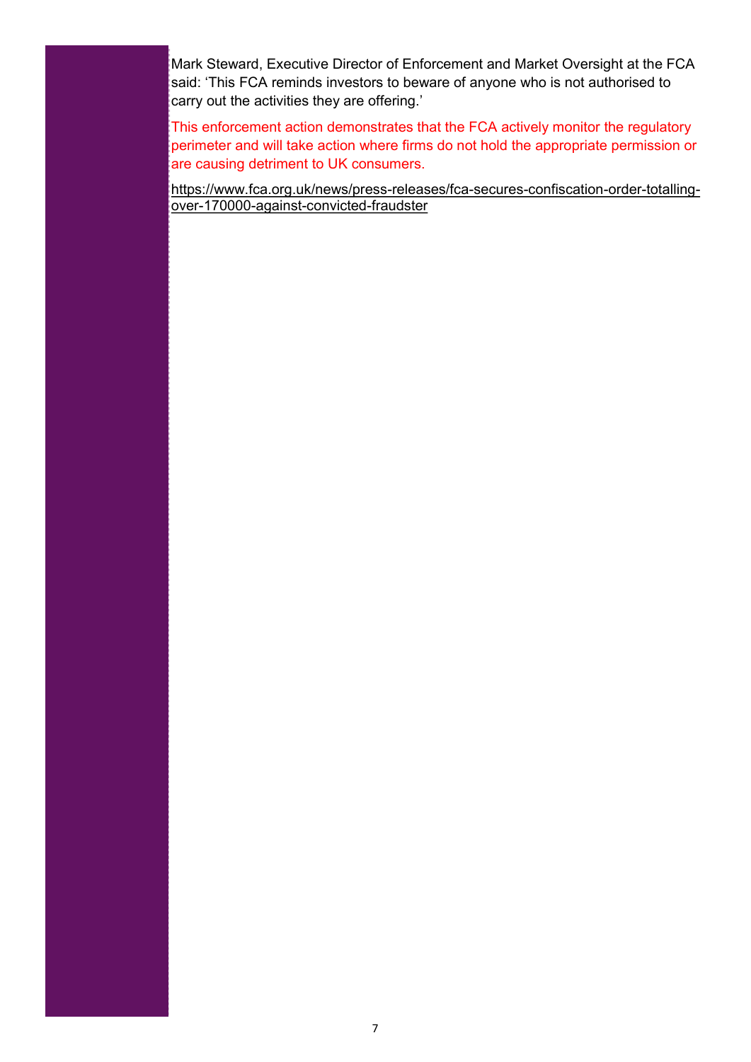Mark Steward, Executive Director of Enforcement and Market Oversight at the FCA said: 'This FCA reminds investors to beware of anyone who is not authorised to carry out the activities they are offering.'

This enforcement action demonstrates that the FCA actively monitor the regulatory perimeter and will take action where firms do not hold the appropriate permission or are causing detriment to UK consumers.

https://www.fca.org.uk/news/press-releases/fca-secures-confiscation-order-totalling-over-170000-against-convicted-fraudster